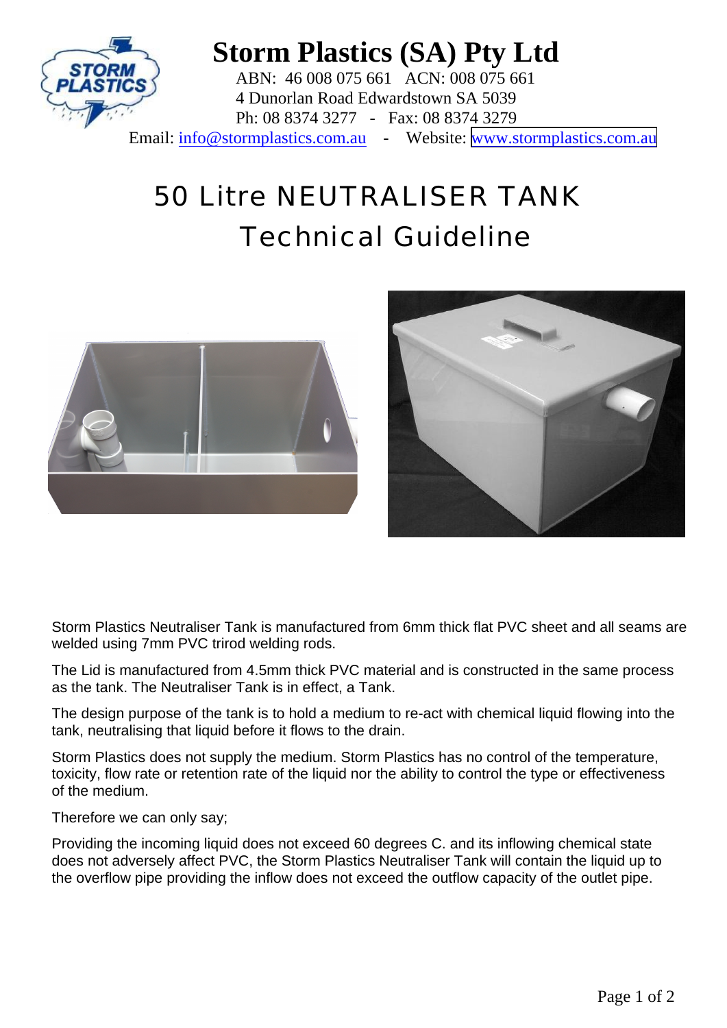# Storm Plastics (SA) Pty Ltd

ABN: 46 008 075 661 ACN: 008 075 661
4 Dunorlan Road Edwardstown SA 5039
Ph: 08 8374 3277 - Fax: 08 8374 3279
Email: info@stormplastics.com.au - Website: www.stormplastics.com.au

## 50 Litre NEUTRALISER TANK
## Technical Guideline

Storm Plastics Neutraliser Tank is manufactured from 6mm thick flat PVC sheet and all seams are welded using 7mm PVC trirod welding rods.

The Lid is manufactured from 4.5mm thick PVC material and is constructed in the same process as the tank. The Neutraliser Tank is in effect, a Tank.

The design purpose of the tank is to hold a medium to re-act with chemical liquid flowing into the tank, neutralising that liquid before it flows to the drain.

Storm Plastics does not supply the medium. Storm Plastics has no control of the temperature, toxicity, flow rate or retention rate of the liquid nor the ability to control the type or effectiveness of the medium.

Therefore we can only say;

Providing the incoming liquid does not exceed 60 degrees C. and its inflowing chemical state does not adversely affect PVC, the Storm Plastics Neutraliser Tank will contain the liquid up to the overflow pipe providing the inflow does not exceed the outflow capacity of the outlet pipe.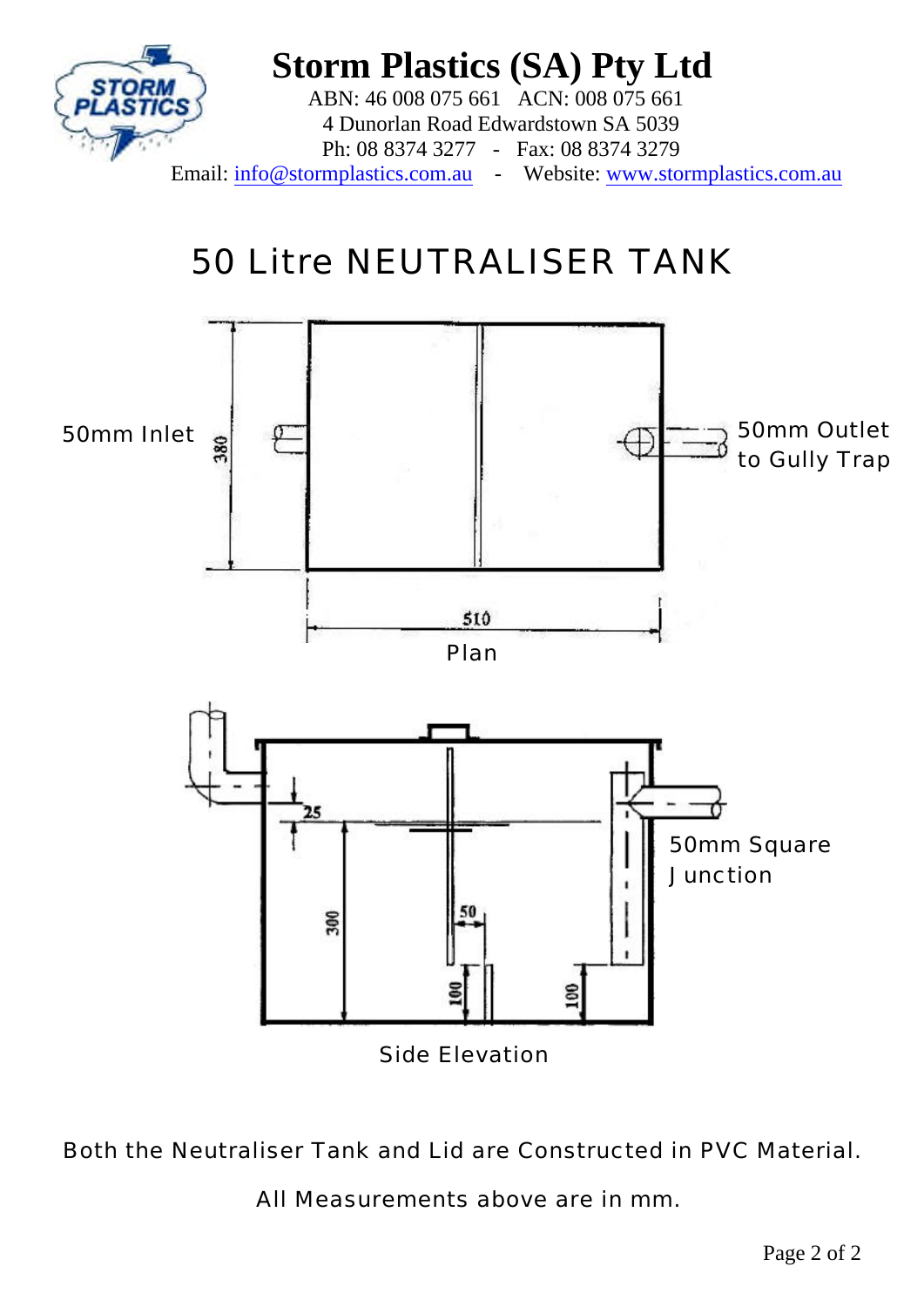# Storm Plastics (SA) Pty Ltd

ABN: 46 008 075 661 ACN: 008 075 661
4 Dunorlan Road Edwardstown SA 5039
Ph: 08 8374 3277 - Fax: 08 8374 3279
Email: info@stormplastics.com.au - Website: www.stormplastics.com.au

## 50 Litre NEUTRALISER TANK

50mm Inlet

380

50mm Outlet to Gully Trap

510

Plan

25

300

50

100

100

50mm Square Junction

Side Elevation

Both the Neutraliser Tank and Lid are Constructed in PVC Material.

All Measurements above are in mm.